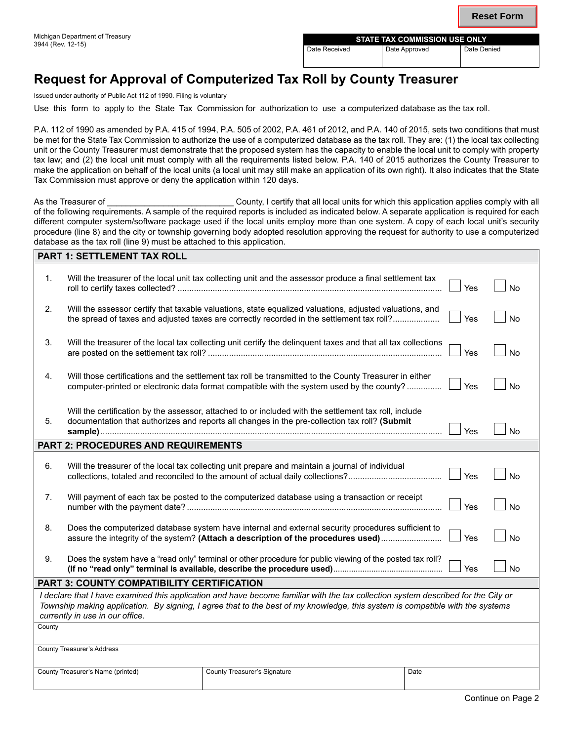Michigan Department of Treasury
3944 (Rev. 12-15)

| STATE TAX COMMISSION USE ONLY | | |
|---|---|---|
| Date Received | Date Approved | Date Denied |

# Request for Approval of Computerized Tax Roll by County Treasurer

Issued under authority of Public Act 112 of 1990. Filing is voluntary

Use this form to apply to the State Tax Commission for authorization to use a computerized database as the tax roll.

P.A. 112 of 1990 as amended by P.A. 415 of 1994, P.A. 505 of 2002, P.A. 461 of 2012, and P.A. 140 of 2015, sets two conditions that must be met for the State Tax Commission to authorize the use of a computerized database as the tax roll. They are: (1) the local tax collecting unit or the County Treasurer must demonstrate that the proposed system has the capacity to enable the local unit to comply with property tax law; and (2) the local unit must comply with all the requirements listed below. P.A. 140 of 2015 authorizes the County Treasurer to make the application on behalf of the local units (a local unit may still make an application of its own right). It also indicates that the State Tax Commission must approve or deny the application within 120 days.

As the Treasurer of ___________________________ County, I certify that all local units for which this application applies comply with all of the following requirements. A sample of the required reports is included as indicated below. A separate application is required for each different computer system/software package used if the local units employ more than one system. A copy of each local unit's security procedure (line 8) and the city or township governing body adopted resolution approving the request for authority to use a computerized database as the tax roll (line 9) must be attached to this application.

## PART 1: SETTLEMENT TAX ROLL

1. Will the treasurer of the local unit tax collecting unit and the assessor produce a final settlement tax roll to certify taxes collected? ☐ Yes ☐ No

2. Will the assessor certify that taxable valuations, state equalized valuations, adjusted valuations, and the spread of taxes and adjusted taxes are correctly recorded in the settlement tax roll? ☐ Yes ☐ No

3. Will the treasurer of the local tax collecting unit certify the delinquent taxes and that all tax collections are posted on the settlement tax roll? ☐ Yes ☐ No

4. Will those certifications and the settlement tax roll be transmitted to the County Treasurer in either computer-printed or electronic data format compatible with the system used by the county? ☐ Yes ☐ No

5. Will the certification by the assessor, attached to or included with the settlement tax roll, include documentation that authorizes and reports all changes in the pre-collection tax roll? **(Submit sample)** ☐ Yes ☐ No

## PART 2: PROCEDURES AND REQUIREMENTS

6. Will the treasurer of the local tax collecting unit prepare and maintain a journal of individual collections, totaled and reconciled to the amount of actual daily collections? ☐ Yes ☐ No

7. Will payment of each tax be posted to the computerized database using a transaction or receipt number with the payment date? ☐ Yes ☐ No

8. Does the computerized database system have internal and external security procedures sufficient to assure the integrity of the system? **(Attach a description of the procedures used)** ☐ Yes ☐ No

9. Does the system have a "read only" terminal or other procedure for public viewing of the posted tax roll? **(If no "read only" terminal is available, describe the procedure used)** ☐ Yes ☐ No

## PART 3: COUNTY COMPATIBILITY CERTIFICATION

*I declare that I have examined this application and have become familiar with the tax collection system described for the City or Township making application. By signing, I agree that to the best of my knowledge, this system is compatible with the systems currently in use in our office.*

| County | | |
|---|---|---|
| County Treasurer's Address | | |
| County Treasurer's Name (printed) | County Treasurer's Signature | Date |

Continue on Page 2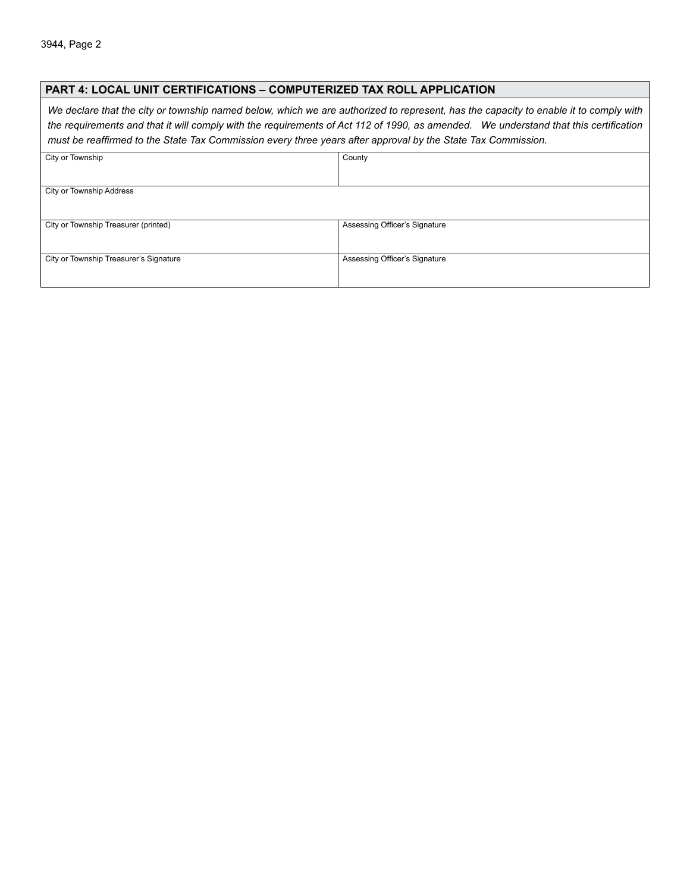## PART 4: LOCAL UNIT CERTIFICATIONS – COMPUTERIZED TAX ROLL APPLICATION

*We declare that the city or township named below, which we are authorized to represent, has the capacity to enable it to comply with the requirements and that it will comply with the requirements of Act 112 of 1990, as amended. We understand that this certification must be reaffirmed to the State Tax Commission every three years after approval by the State Tax Commission.*

| City or Township | County |
| --- | --- |
| City or Township Address | |
| City or Township Treasurer (printed) | Assessing Officer's Signature |
| City or Township Treasurer's Signature | Assessing Officer's Signature |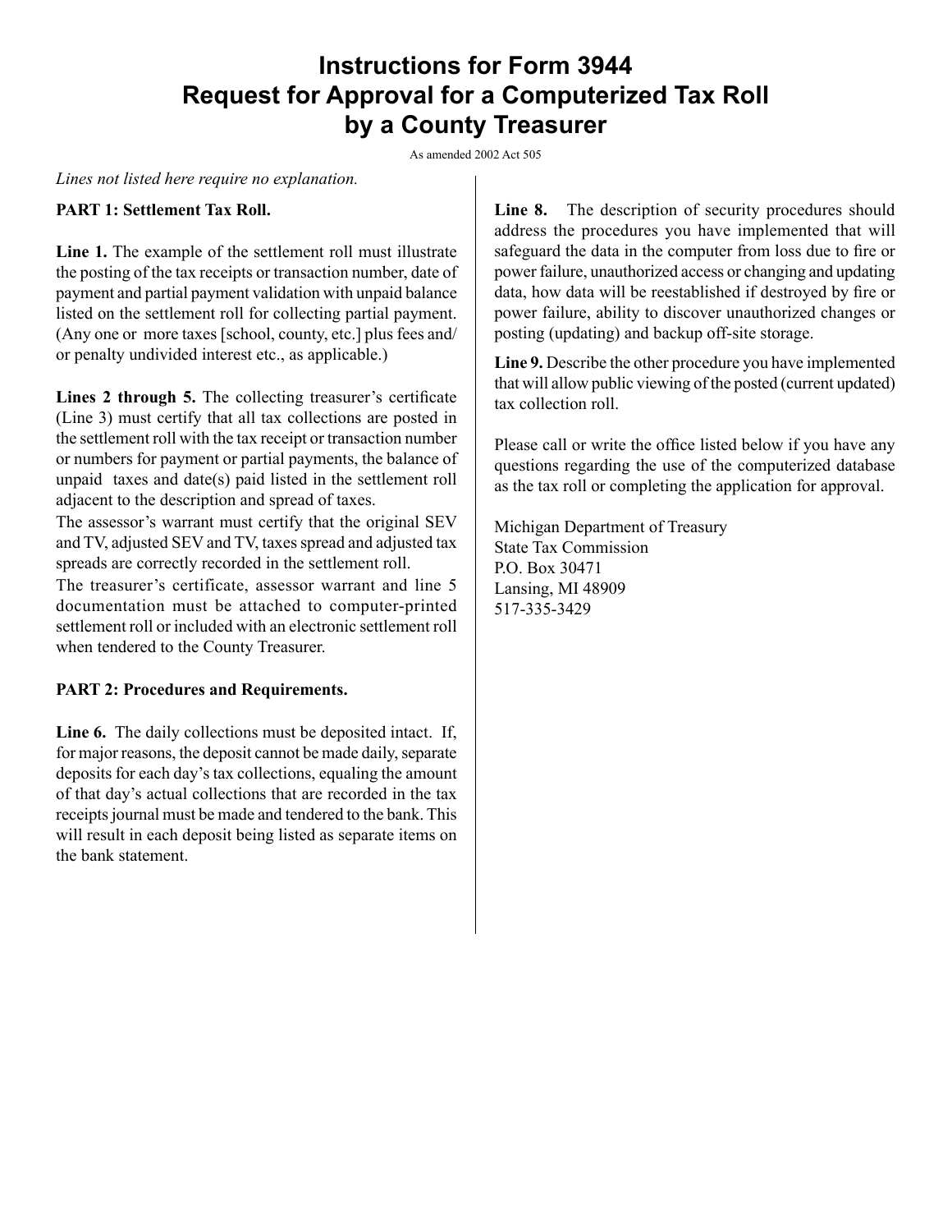# Instructions for Form 3944
# Request for Approval for a Computerized Tax Roll by a County Treasurer

As amended 2002 Act 505

*Lines not listed here require no explanation.*

**PART 1: Settlement Tax Roll.**

**Line 1.** The example of the settlement roll must illustrate the posting of the tax receipts or transaction number, date of payment and partial payment validation with unpaid balance listed on the settlement roll for collecting partial payment. (Any one or more taxes [school, county, etc.] plus fees and/or penalty undivided interest etc., as applicable.)

**Lines 2 through 5.** The collecting treasurer's certificate (Line 3) must certify that all tax collections are posted in the settlement roll with the tax receipt or transaction number or numbers for payment or partial payments, the balance of unpaid taxes and date(s) paid listed in the settlement roll adjacent to the description and spread of taxes.

The assessor's warrant must certify that the original SEV and TV, adjusted SEV and TV, taxes spread and adjusted tax spreads are correctly recorded in the settlement roll.

The treasurer's certificate, assessor warrant and line 5 documentation must be attached to computer-printed settlement roll or included with an electronic settlement roll when tendered to the County Treasurer.

**PART 2: Procedures and Requirements.**

**Line 6.** The daily collections must be deposited intact. If, for major reasons, the deposit cannot be made daily, separate deposits for each day's tax collections, equaling the amount of that day's actual collections that are recorded in the tax receipts journal must be made and tendered to the bank. This will result in each deposit being listed as separate items on the bank statement.

**Line 8.** The description of security procedures should address the procedures you have implemented that will safeguard the data in the computer from loss due to fire or power failure, unauthorized access or changing and updating data, how data will be reestablished if destroyed by fire or power failure, ability to discover unauthorized changes or posting (updating) and backup off-site storage.

**Line 9.** Describe the other procedure you have implemented that will allow public viewing of the posted (current updated) tax collection roll.

Please call or write the office listed below if you have any questions regarding the use of the computerized database as the tax roll or completing the application for approval.

Michigan Department of Treasury
State Tax Commission
P.O. Box 30471
Lansing, MI 48909
517-335-3429